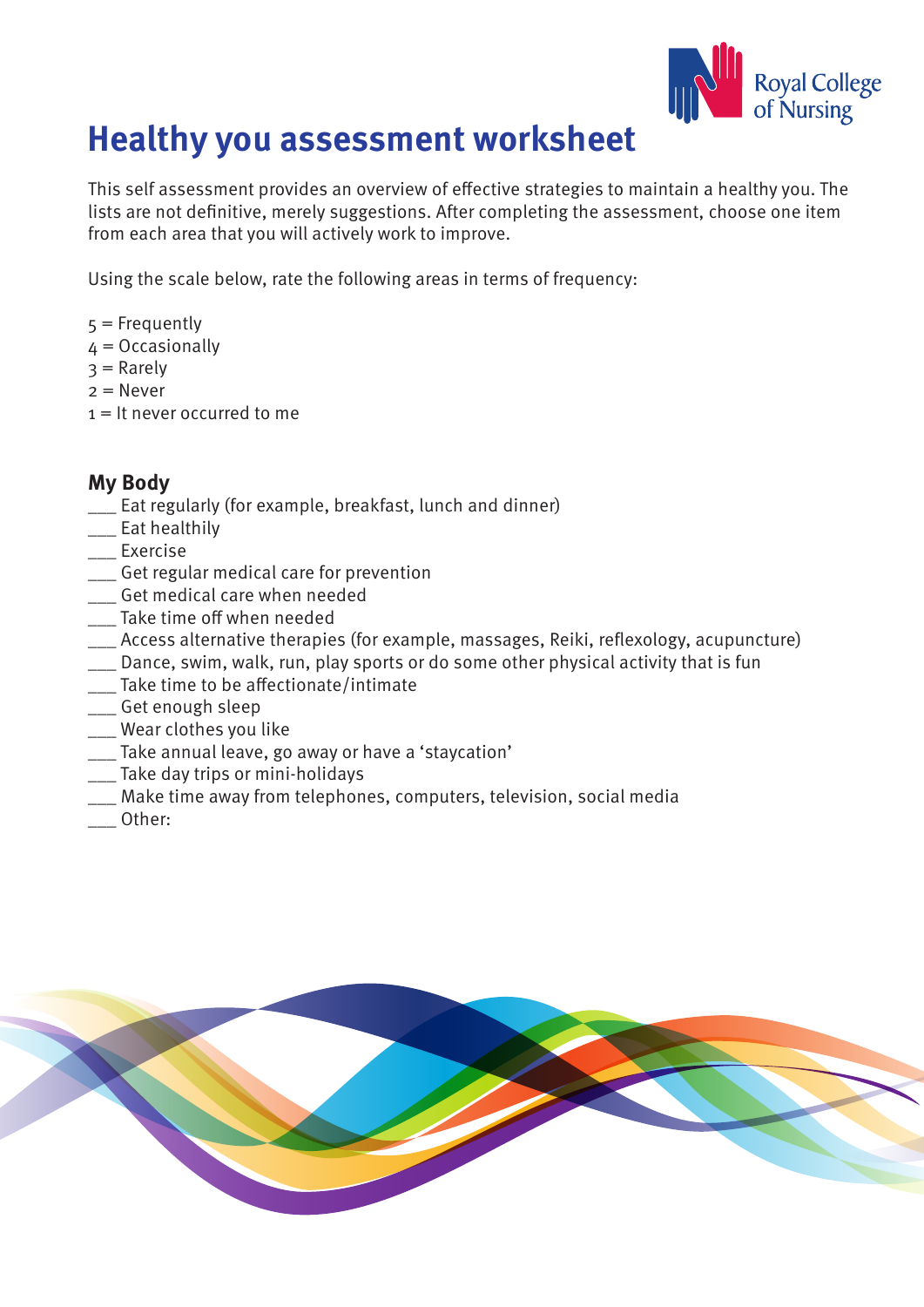# Healthy you assessment worksheet

This self assessment provides an overview of effective strategies to maintain a healthy you. The lists are not definitive, merely suggestions. After completing the assessment, choose one item from each area that you will actively work to improve.

Using the scale below, rate the following areas in terms of frequency:

5 = Frequently
4 = Occasionally
3 = Rarely
2 = Never
1 = It never occurred to me

## My Body

___ Eat regularly (for example, breakfast, lunch and dinner)
___ Eat healthily
___ Exercise
___ Get regular medical care for prevention
___ Get medical care when needed
___ Take time off when needed
___ Access alternative therapies (for example, massages, Reiki, reflexology, acupuncture)
___ Dance, swim, walk, run, play sports or do some other physical activity that is fun
___ Take time to be affectionate/intimate
___ Get enough sleep
___ Wear clothes you like
___ Take annual leave, go away or have a 'staycation'
___ Take day trips or mini-holidays
___ Make time away from telephones, computers, television, social media
___ Other: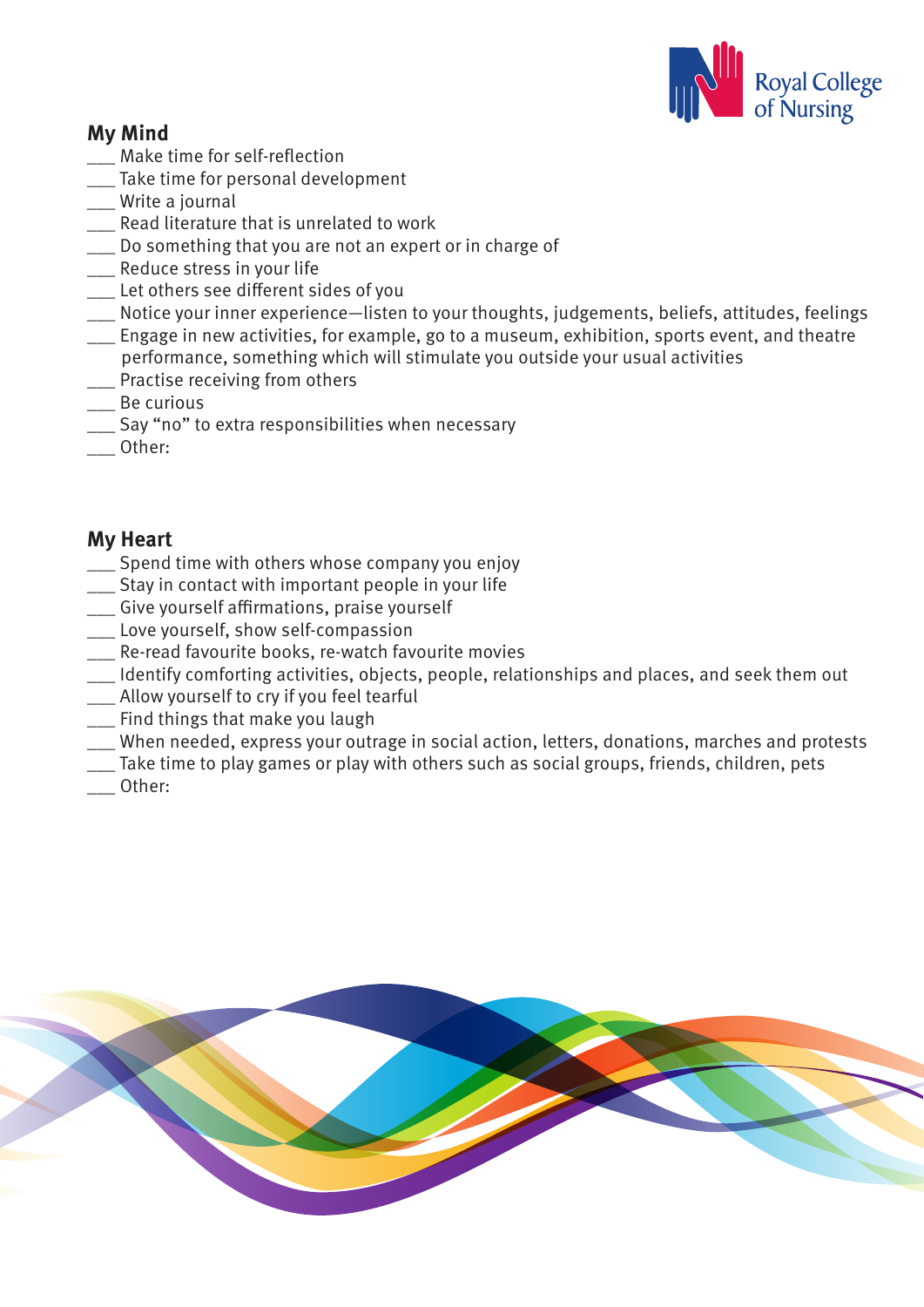## My Mind

___ Make time for self-reflection
___ Take time for personal development
___ Write a journal
___ Read literature that is unrelated to work
___ Do something that you are not an expert or in charge of
___ Reduce stress in your life
___ Let others see different sides of you
___ Notice your inner experience—listen to your thoughts, judgements, beliefs, attitudes, feelings
___ Engage in new activities, for example, go to a museum, exhibition, sports event, and theatre performance, something which will stimulate you outside your usual activities
___ Practise receiving from others
___ Be curious
___ Say "no" to extra responsibilities when necessary
___ Other:

## My Heart

___ Spend time with others whose company you enjoy
___ Stay in contact with important people in your life
___ Give yourself affirmations, praise yourself
___ Love yourself, show self-compassion
___ Re-read favourite books, re-watch favourite movies
___ Identify comforting activities, objects, people, relationships and places, and seek them out
___ Allow yourself to cry if you feel tearful
___ Find things that make you laugh
___ When needed, express your outrage in social action, letters, donations, marches and protests
___ Take time to play games or play with others such as social groups, friends, children, pets
___ Other: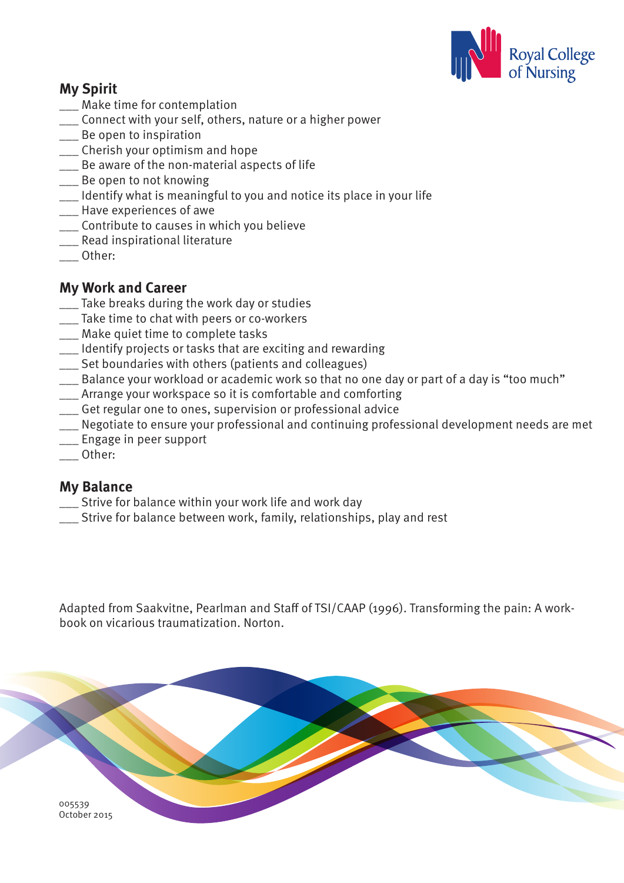## My Spirit

___ Make time for contemplation
___ Connect with your self, others, nature or a higher power
___ Be open to inspiration
___ Cherish your optimism and hope
___ Be aware of the non-material aspects of life
___ Be open to not knowing
___ Identify what is meaningful to you and notice its place in your life
___ Have experiences of awe
___ Contribute to causes in which you believe
___ Read inspirational literature
___ Other:

## My Work and Career

___ Take breaks during the work day or studies
___ Take time to chat with peers or co-workers
___ Make quiet time to complete tasks
___ Identify projects or tasks that are exciting and rewarding
___ Set boundaries with others (patients and colleagues)
___ Balance your workload or academic work so that no one day or part of a day is "too much"
___ Arrange your workspace so it is comfortable and comforting
___ Get regular one to ones, supervision or professional advice
___ Negotiate to ensure your professional and continuing professional development needs are met
___ Engage in peer support
___ Other:

## My Balance

___ Strive for balance within your work life and work day
___ Strive for balance between work, family, relationships, play and rest

Adapted from Saakvitne, Pearlman and Staff of TSI/CAAP (1996). Transforming the pain: A workbook on vicarious traumatization. Norton.

005539
October 2015